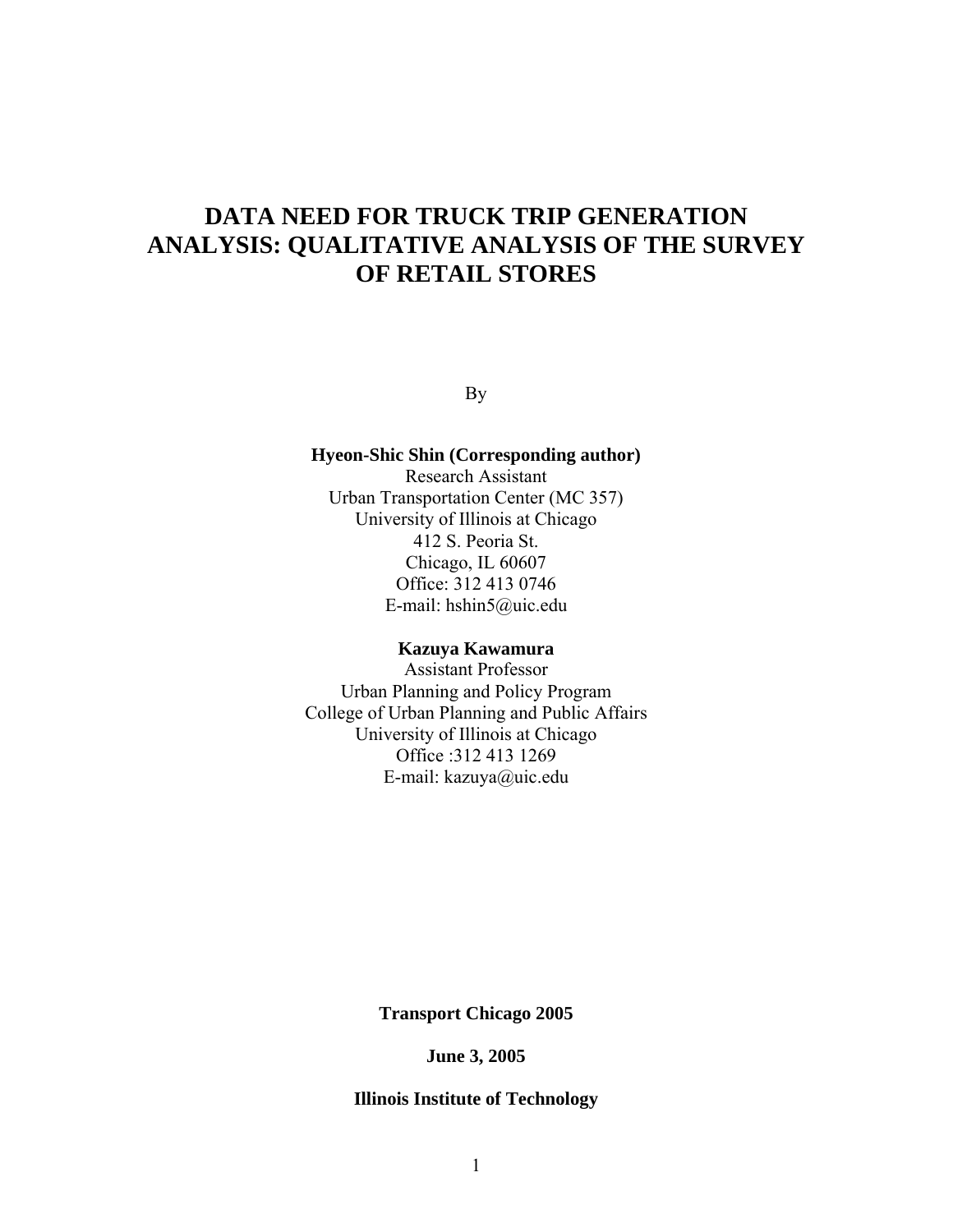# DATA NEED FOR TRUCK TRIP GENERATION ANALYSIS: QUALITATIVE ANALYSIS OF THE SURVEY OF RETAIL STORES

By

**Hyeon-Shic Shin (Corresponding author)**
Research Assistant
Urban Transportation Center (MC 357)
University of Illinois at Chicago
412 S. Peoria St.
Chicago, IL 60607
Office: 312 413 0746
E-mail: hshin5@uic.edu

**Kazuya Kawamura**
Assistant Professor
Urban Planning and Policy Program
College of Urban Planning and Public Affairs
University of Illinois at Chicago
Office :312 413 1269
E-mail: kazuya@uic.edu

**Transport Chicago 2005**

**June 3, 2005**

**Illinois Institute of Technology**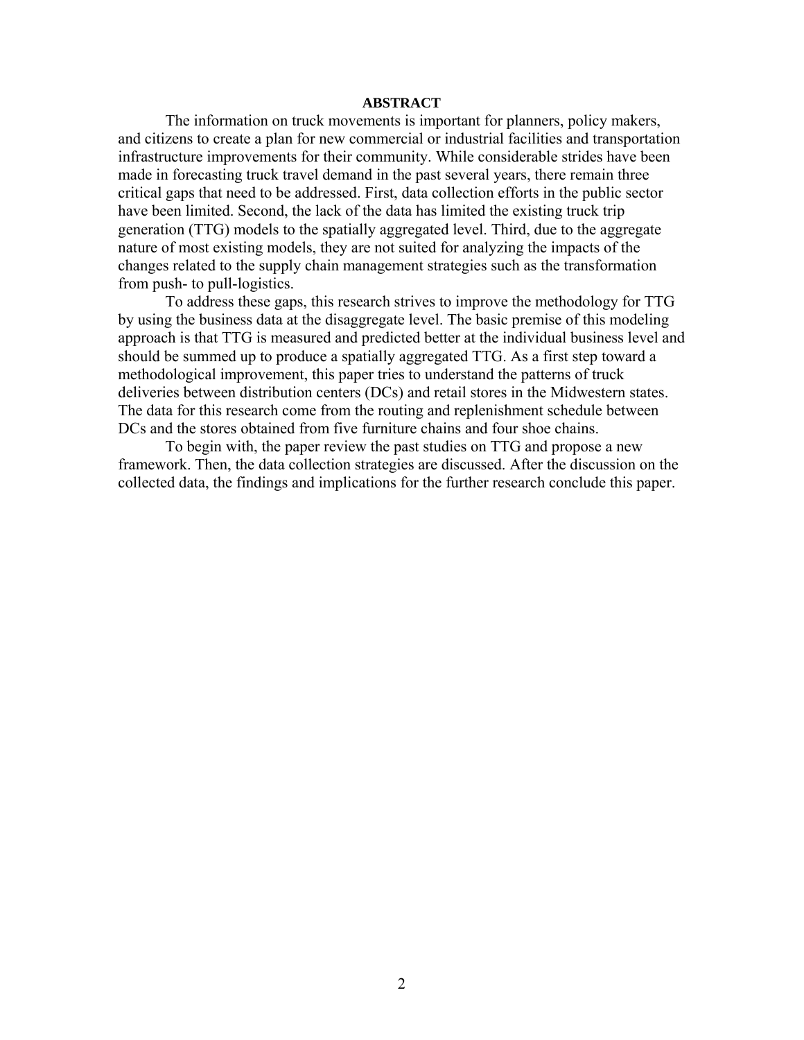## ABSTRACT

The information on truck movements is important for planners, policy makers, and citizens to create a plan for new commercial or industrial facilities and transportation infrastructure improvements for their community. While considerable strides have been made in forecasting truck travel demand in the past several years, there remain three critical gaps that need to be addressed. First, data collection efforts in the public sector have been limited. Second, the lack of the data has limited the existing truck trip generation (TTG) models to the spatially aggregated level. Third, due to the aggregate nature of most existing models, they are not suited for analyzing the impacts of the changes related to the supply chain management strategies such as the transformation from push- to pull-logistics.

To address these gaps, this research strives to improve the methodology for TTG by using the business data at the disaggregate level. The basic premise of this modeling approach is that TTG is measured and predicted better at the individual business level and should be summed up to produce a spatially aggregated TTG. As a first step toward a methodological improvement, this paper tries to understand the patterns of truck deliveries between distribution centers (DCs) and retail stores in the Midwestern states. The data for this research come from the routing and replenishment schedule between DCs and the stores obtained from five furniture chains and four shoe chains.

To begin with, the paper review the past studies on TTG and propose a new framework. Then, the data collection strategies are discussed. After the discussion on the collected data, the findings and implications for the further research conclude this paper.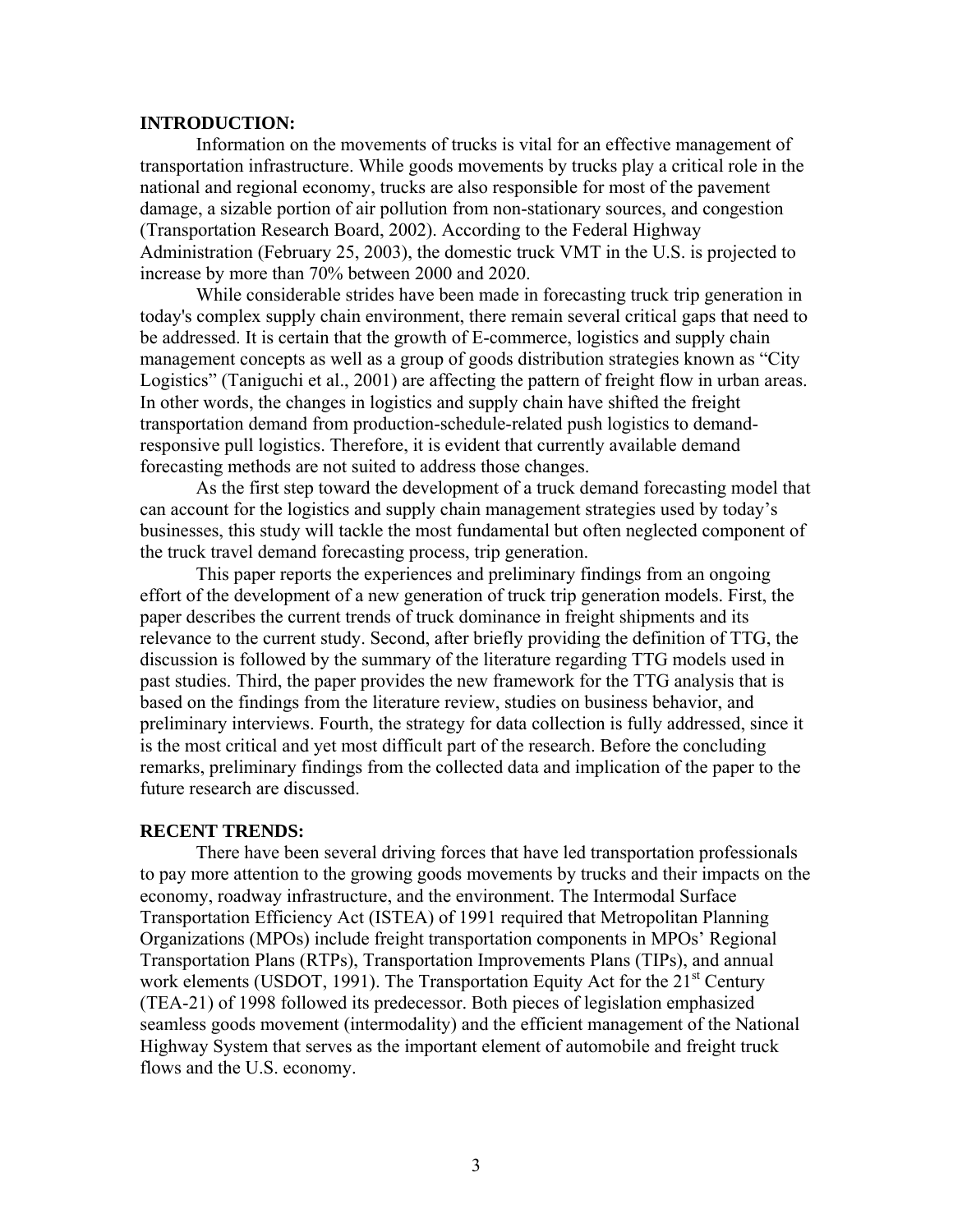**INTRODUCTION:**

Information on the movements of trucks is vital for an effective management of transportation infrastructure. While goods movements by trucks play a critical role in the national and regional economy, trucks are also responsible for most of the pavement damage, a sizable portion of air pollution from non-stationary sources, and congestion (Transportation Research Board, 2002). According to the Federal Highway Administration (February 25, 2003), the domestic truck VMT in the U.S. is projected to increase by more than 70% between 2000 and 2020.

While considerable strides have been made in forecasting truck trip generation in today's complex supply chain environment, there remain several critical gaps that need to be addressed. It is certain that the growth of E-commerce, logistics and supply chain management concepts as well as a group of goods distribution strategies known as "City Logistics" (Taniguchi et al., 2001) are affecting the pattern of freight flow in urban areas. In other words, the changes in logistics and supply chain have shifted the freight transportation demand from production-schedule-related push logistics to demand-responsive pull logistics. Therefore, it is evident that currently available demand forecasting methods are not suited to address those changes.

As the first step toward the development of a truck demand forecasting model that can account for the logistics and supply chain management strategies used by today's businesses, this study will tackle the most fundamental but often neglected component of the truck travel demand forecasting process, trip generation.

This paper reports the experiences and preliminary findings from an ongoing effort of the development of a new generation of truck trip generation models. First, the paper describes the current trends of truck dominance in freight shipments and its relevance to the current study. Second, after briefly providing the definition of TTG, the discussion is followed by the summary of the literature regarding TTG models used in past studies. Third, the paper provides the new framework for the TTG analysis that is based on the findings from the literature review, studies on business behavior, and preliminary interviews. Fourth, the strategy for data collection is fully addressed, since it is the most critical and yet most difficult part of the research. Before the concluding remarks, preliminary findings from the collected data and implication of the paper to the future research are discussed.

**RECENT TRENDS:**

There have been several driving forces that have led transportation professionals to pay more attention to the growing goods movements by trucks and their impacts on the economy, roadway infrastructure, and the environment. The Intermodal Surface Transportation Efficiency Act (ISTEA) of 1991 required that Metropolitan Planning Organizations (MPOs) include freight transportation components in MPOs' Regional Transportation Plans (RTPs), Transportation Improvements Plans (TIPs), and annual work elements (USDOT, 1991). The Transportation Equity Act for the 21st Century (TEA-21) of 1998 followed its predecessor. Both pieces of legislation emphasized seamless goods movement (intermodality) and the efficient management of the National Highway System that serves as the important element of automobile and freight truck flows and the U.S. economy.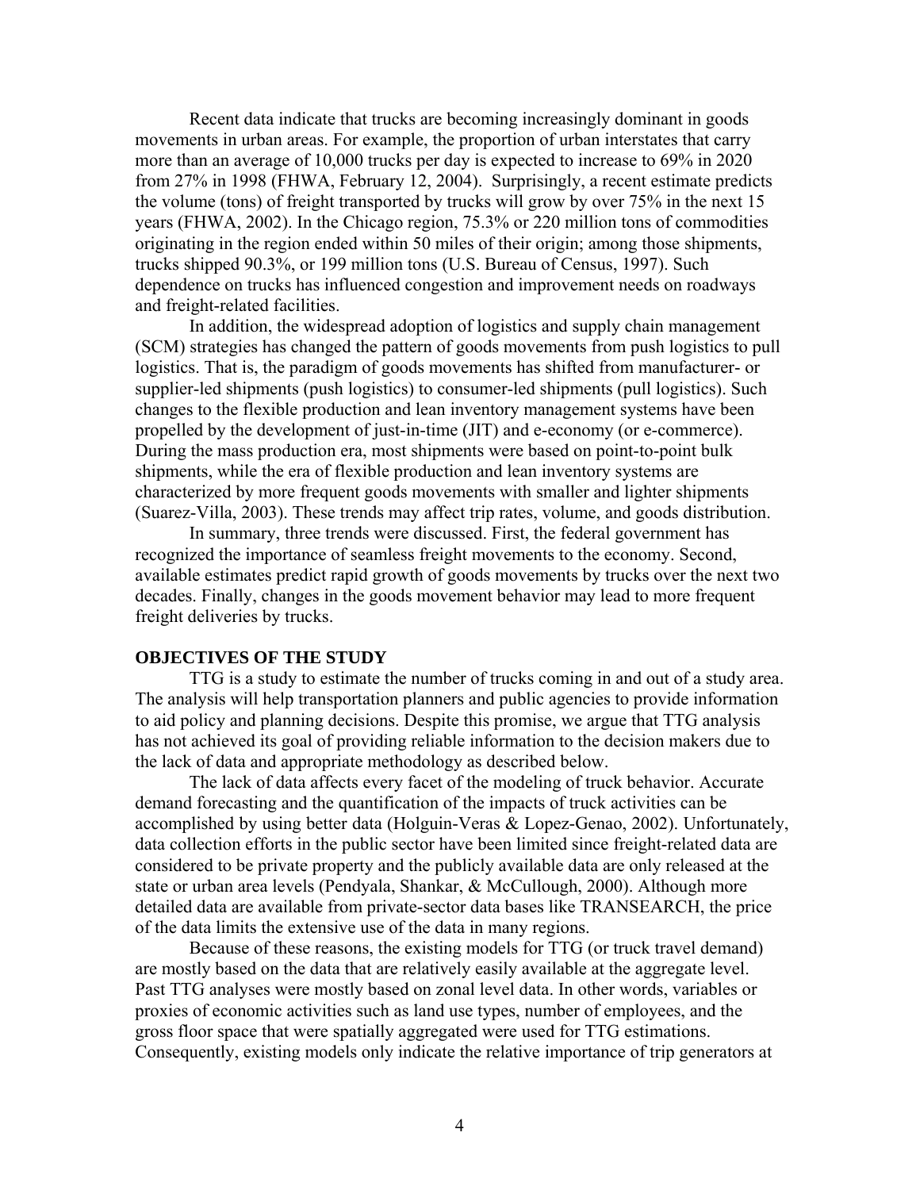Recent data indicate that trucks are becoming increasingly dominant in goods movements in urban areas. For example, the proportion of urban interstates that carry more than an average of 10,000 trucks per day is expected to increase to 69% in 2020 from 27% in 1998 (FHWA, February 12, 2004). Surprisingly, a recent estimate predicts the volume (tons) of freight transported by trucks will grow by over 75% in the next 15 years (FHWA, 2002). In the Chicago region, 75.3% or 220 million tons of commodities originating in the region ended within 50 miles of their origin; among those shipments, trucks shipped 90.3%, or 199 million tons (U.S. Bureau of Census, 1997). Such dependence on trucks has influenced congestion and improvement needs on roadways and freight-related facilities.

In addition, the widespread adoption of logistics and supply chain management (SCM) strategies has changed the pattern of goods movements from push logistics to pull logistics. That is, the paradigm of goods movements has shifted from manufacturer- or supplier-led shipments (push logistics) to consumer-led shipments (pull logistics). Such changes to the flexible production and lean inventory management systems have been propelled by the development of just-in-time (JIT) and e-economy (or e-commerce). During the mass production era, most shipments were based on point-to-point bulk shipments, while the era of flexible production and lean inventory systems are characterized by more frequent goods movements with smaller and lighter shipments (Suarez-Villa, 2003). These trends may affect trip rates, volume, and goods distribution.

In summary, three trends were discussed. First, the federal government has recognized the importance of seamless freight movements to the economy. Second, available estimates predict rapid growth of goods movements by trucks over the next two decades. Finally, changes in the goods movement behavior may lead to more frequent freight deliveries by trucks.

## OBJECTIVES OF THE STUDY

TTG is a study to estimate the number of trucks coming in and out of a study area. The analysis will help transportation planners and public agencies to provide information to aid policy and planning decisions. Despite this promise, we argue that TTG analysis has not achieved its goal of providing reliable information to the decision makers due to the lack of data and appropriate methodology as described below.

The lack of data affects every facet of the modeling of truck behavior. Accurate demand forecasting and the quantification of the impacts of truck activities can be accomplished by using better data (Holguin-Veras & Lopez-Genao, 2002). Unfortunately, data collection efforts in the public sector have been limited since freight-related data are considered to be private property and the publicly available data are only released at the state or urban area levels (Pendyala, Shankar, & McCullough, 2000). Although more detailed data are available from private-sector data bases like TRANSEARCH, the price of the data limits the extensive use of the data in many regions.

Because of these reasons, the existing models for TTG (or truck travel demand) are mostly based on the data that are relatively easily available at the aggregate level. Past TTG analyses were mostly based on zonal level data. In other words, variables or proxies of economic activities such as land use types, number of employees, and the gross floor space that were spatially aggregated were used for TTG estimations. Consequently, existing models only indicate the relative importance of trip generators at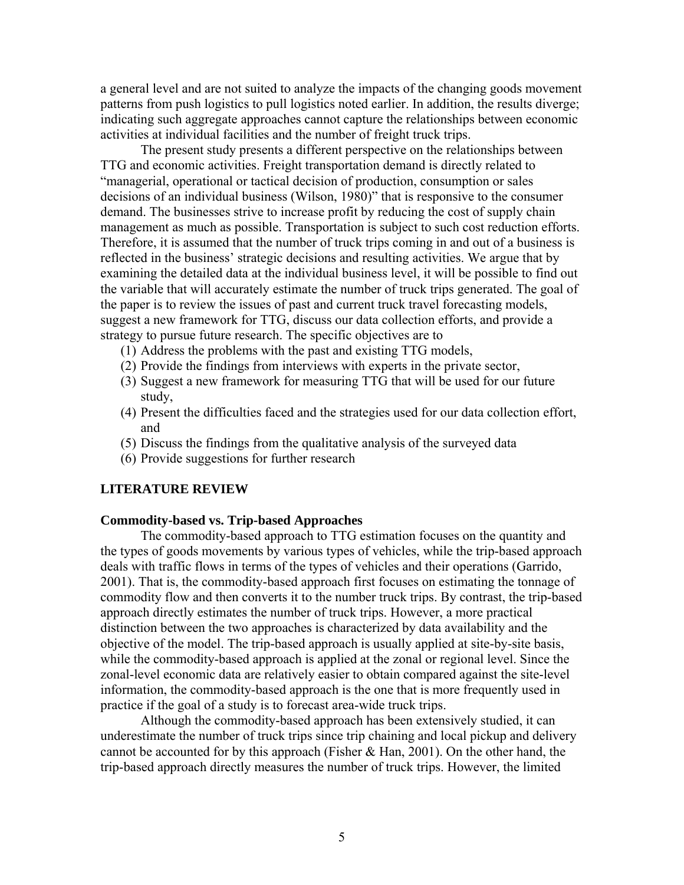a general level and are not suited to analyze the impacts of the changing goods movement patterns from push logistics to pull logistics noted earlier. In addition, the results diverge; indicating such aggregate approaches cannot capture the relationships between economic activities at individual facilities and the number of freight truck trips.

The present study presents a different perspective on the relationships between TTG and economic activities. Freight transportation demand is directly related to "managerial, operational or tactical decision of production, consumption or sales decisions of an individual business (Wilson, 1980)" that is responsive to the consumer demand. The businesses strive to increase profit by reducing the cost of supply chain management as much as possible. Transportation is subject to such cost reduction efforts. Therefore, it is assumed that the number of truck trips coming in and out of a business is reflected in the business' strategic decisions and resulting activities. We argue that by examining the detailed data at the individual business level, it will be possible to find out the variable that will accurately estimate the number of truck trips generated. The goal of the paper is to review the issues of past and current truck travel forecasting models, suggest a new framework for TTG, discuss our data collection efforts, and provide a strategy to pursue future research. The specific objectives are to

(1) Address the problems with the past and existing TTG models,
(2) Provide the findings from interviews with experts in the private sector,
(3) Suggest a new framework for measuring TTG that will be used for our future study,
(4) Present the difficulties faced and the strategies used for our data collection effort, and
(5) Discuss the findings from the qualitative analysis of the surveyed data
(6) Provide suggestions for further research

## LITERATURE REVIEW

### Commodity-based vs. Trip-based Approaches

The commodity-based approach to TTG estimation focuses on the quantity and the types of goods movements by various types of vehicles, while the trip-based approach deals with traffic flows in terms of the types of vehicles and their operations (Garrido, 2001). That is, the commodity-based approach first focuses on estimating the tonnage of commodity flow and then converts it to the number truck trips. By contrast, the trip-based approach directly estimates the number of truck trips. However, a more practical distinction between the two approaches is characterized by data availability and the objective of the model. The trip-based approach is usually applied at site-by-site basis, while the commodity-based approach is applied at the zonal or regional level. Since the zonal-level economic data are relatively easier to obtain compared against the site-level information, the commodity-based approach is the one that is more frequently used in practice if the goal of a study is to forecast area-wide truck trips.

Although the commodity-based approach has been extensively studied, it can underestimate the number of truck trips since trip chaining and local pickup and delivery cannot be accounted for by this approach (Fisher & Han, 2001). On the other hand, the trip-based approach directly measures the number of truck trips. However, the limited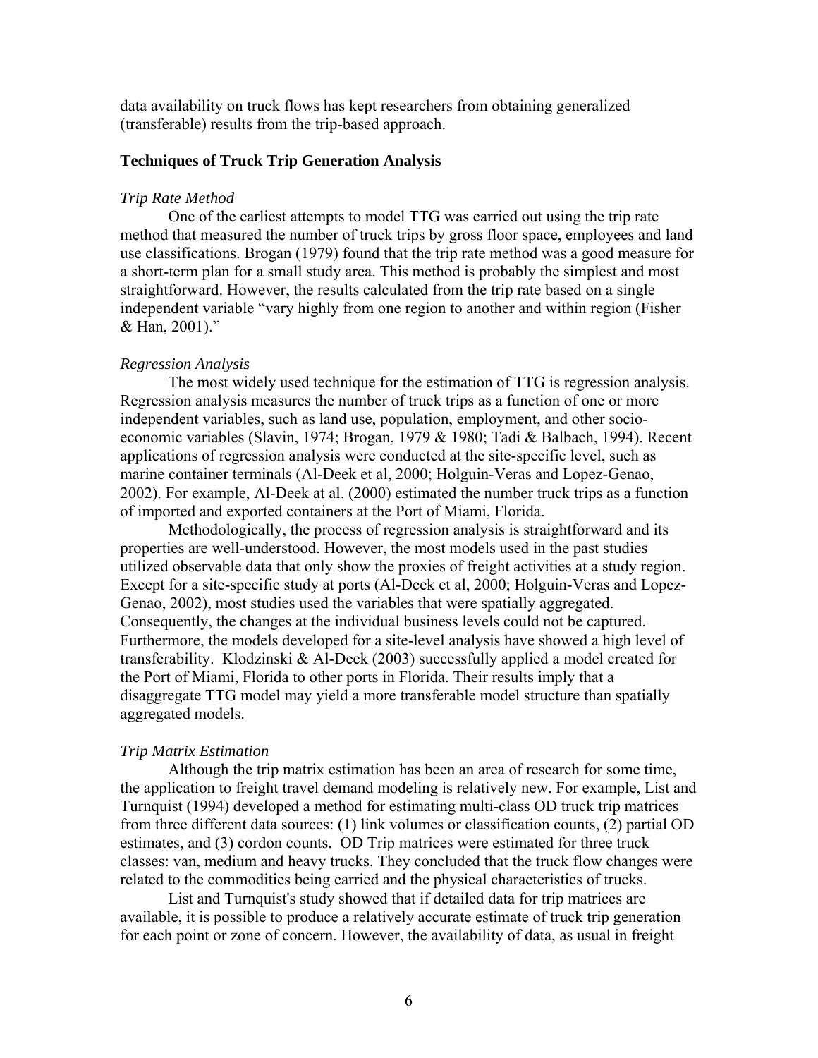data availability on truck flows has kept researchers from obtaining generalized (transferable) results from the trip-based approach.

### Techniques of Truck Trip Generation Analysis

*Trip Rate Method*

One of the earliest attempts to model TTG was carried out using the trip rate method that measured the number of truck trips by gross floor space, employees and land use classifications. Brogan (1979) found that the trip rate method was a good measure for a short-term plan for a small study area. This method is probably the simplest and most straightforward. However, the results calculated from the trip rate based on a single independent variable "vary highly from one region to another and within region (Fisher & Han, 2001)."

*Regression Analysis*

The most widely used technique for the estimation of TTG is regression analysis. Regression analysis measures the number of truck trips as a function of one or more independent variables, such as land use, population, employment, and other socio-economic variables (Slavin, 1974; Brogan, 1979 & 1980; Tadi & Balbach, 1994). Recent applications of regression analysis were conducted at the site-specific level, such as marine container terminals (Al-Deek et al, 2000; Holguin-Veras and Lopez-Genao, 2002). For example, Al-Deek at al. (2000) estimated the number truck trips as a function of imported and exported containers at the Port of Miami, Florida.

Methodologically, the process of regression analysis is straightforward and its properties are well-understood. However, the most models used in the past studies utilized observable data that only show the proxies of freight activities at a study region. Except for a site-specific study at ports (Al-Deek et al, 2000; Holguin-Veras and Lopez-Genao, 2002), most studies used the variables that were spatially aggregated. Consequently, the changes at the individual business levels could not be captured. Furthermore, the models developed for a site-level analysis have showed a high level of transferability. Klodzinski & Al-Deek (2003) successfully applied a model created for the Port of Miami, Florida to other ports in Florida. Their results imply that a disaggregate TTG model may yield a more transferable model structure than spatially aggregated models.

*Trip Matrix Estimation*

Although the trip matrix estimation has been an area of research for some time, the application to freight travel demand modeling is relatively new. For example, List and Turnquist (1994) developed a method for estimating multi-class OD truck trip matrices from three different data sources: (1) link volumes or classification counts, (2) partial OD estimates, and (3) cordon counts. OD Trip matrices were estimated for three truck classes: van, medium and heavy trucks. They concluded that the truck flow changes were related to the commodities being carried and the physical characteristics of trucks.

List and Turnquist's study showed that if detailed data for trip matrices are available, it is possible to produce a relatively accurate estimate of truck trip generation for each point or zone of concern. However, the availability of data, as usual in freight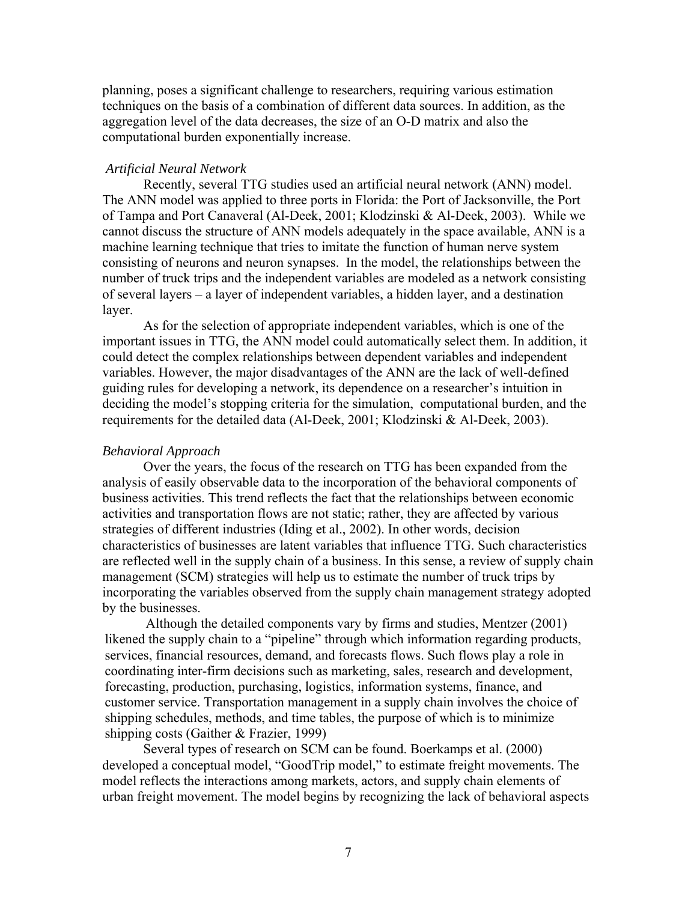planning, poses a significant challenge to researchers, requiring various estimation techniques on the basis of a combination of different data sources. In addition, as the aggregation level of the data decreases, the size of an O-D matrix and also the computational burden exponentially increase.

*Artificial Neural Network*

Recently, several TTG studies used an artificial neural network (ANN) model. The ANN model was applied to three ports in Florida: the Port of Jacksonville, the Port of Tampa and Port Canaveral (Al-Deek, 2001; Klodzinski & Al-Deek, 2003). While we cannot discuss the structure of ANN models adequately in the space available, ANN is a machine learning technique that tries to imitate the function of human nerve system consisting of neurons and neuron synapses. In the model, the relationships between the number of truck trips and the independent variables are modeled as a network consisting of several layers – a layer of independent variables, a hidden layer, and a destination layer.

As for the selection of appropriate independent variables, which is one of the important issues in TTG, the ANN model could automatically select them. In addition, it could detect the complex relationships between dependent variables and independent variables. However, the major disadvantages of the ANN are the lack of well-defined guiding rules for developing a network, its dependence on a researcher's intuition in deciding the model's stopping criteria for the simulation, computational burden, and the requirements for the detailed data (Al-Deek, 2001; Klodzinski & Al-Deek, 2003).

*Behavioral Approach*

Over the years, the focus of the research on TTG has been expanded from the analysis of easily observable data to the incorporation of the behavioral components of business activities. This trend reflects the fact that the relationships between economic activities and transportation flows are not static; rather, they are affected by various strategies of different industries (Iding et al., 2002). In other words, decision characteristics of businesses are latent variables that influence TTG. Such characteristics are reflected well in the supply chain of a business. In this sense, a review of supply chain management (SCM) strategies will help us to estimate the number of truck trips by incorporating the variables observed from the supply chain management strategy adopted by the businesses.

Although the detailed components vary by firms and studies, Mentzer (2001) likened the supply chain to a "pipeline" through which information regarding products, services, financial resources, demand, and forecasts flows. Such flows play a role in coordinating inter-firm decisions such as marketing, sales, research and development, forecasting, production, purchasing, logistics, information systems, finance, and customer service. Transportation management in a supply chain involves the choice of shipping schedules, methods, and time tables, the purpose of which is to minimize shipping costs (Gaither & Frazier, 1999)

Several types of research on SCM can be found. Boerkamps et al. (2000) developed a conceptual model, "GoodTrip model," to estimate freight movements. The model reflects the interactions among markets, actors, and supply chain elements of urban freight movement. The model begins by recognizing the lack of behavioral aspects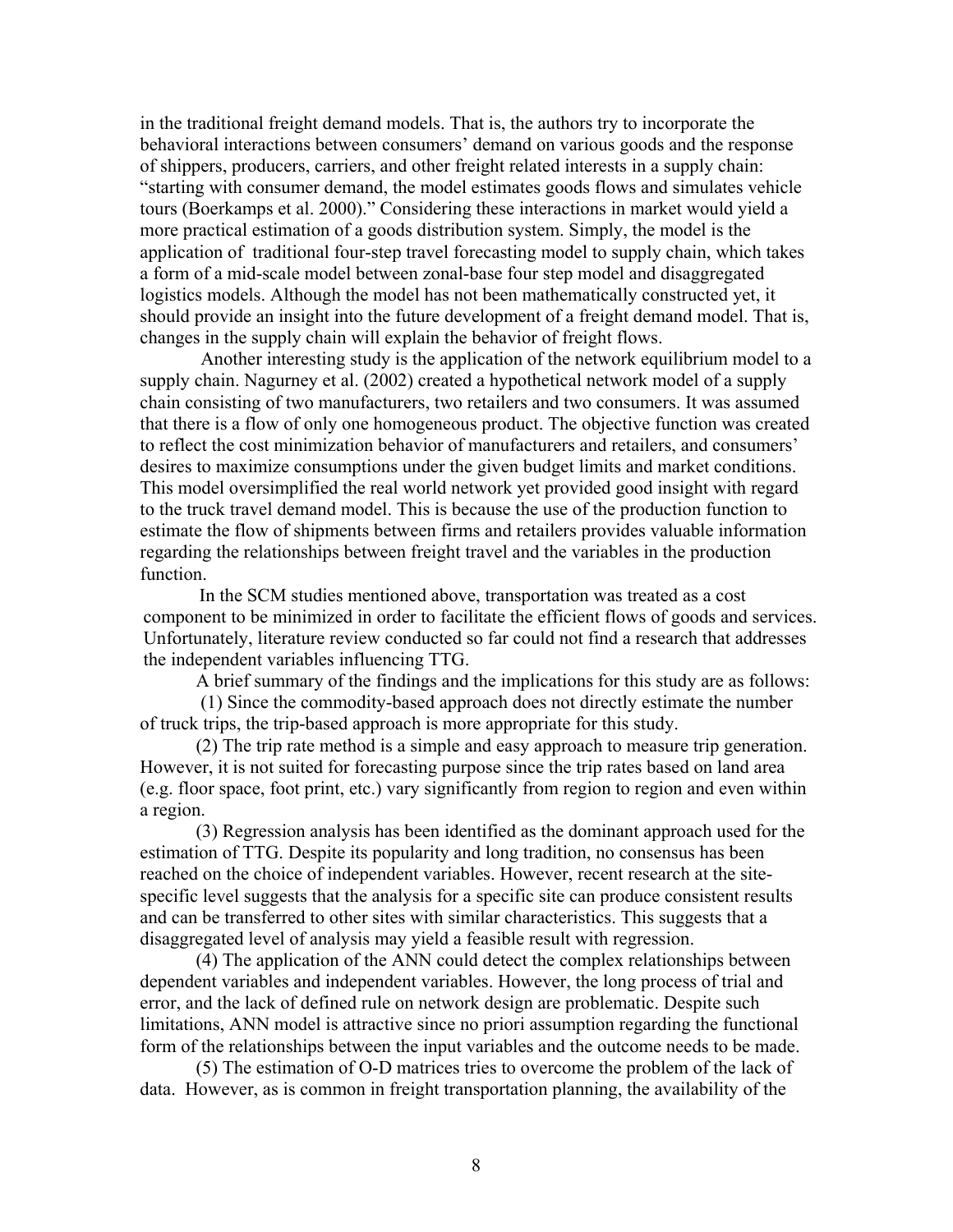in the traditional freight demand models. That is, the authors try to incorporate the behavioral interactions between consumers' demand on various goods and the response of shippers, producers, carriers, and other freight related interests in a supply chain: "starting with consumer demand, the model estimates goods flows and simulates vehicle tours (Boerkamps et al. 2000)." Considering these interactions in market would yield a more practical estimation of a goods distribution system. Simply, the model is the application of traditional four-step travel forecasting model to supply chain, which takes a form of a mid-scale model between zonal-base four step model and disaggregated logistics models. Although the model has not been mathematically constructed yet, it should provide an insight into the future development of a freight demand model. That is, changes in the supply chain will explain the behavior of freight flows.

Another interesting study is the application of the network equilibrium model to a supply chain. Nagurney et al. (2002) created a hypothetical network model of a supply chain consisting of two manufacturers, two retailers and two consumers. It was assumed that there is a flow of only one homogeneous product. The objective function was created to reflect the cost minimization behavior of manufacturers and retailers, and consumers' desires to maximize consumptions under the given budget limits and market conditions. This model oversimplified the real world network yet provided good insight with regard to the truck travel demand model. This is because the use of the production function to estimate the flow of shipments between firms and retailers provides valuable information regarding the relationships between freight travel and the variables in the production function.

In the SCM studies mentioned above, transportation was treated as a cost component to be minimized in order to facilitate the efficient flows of goods and services. Unfortunately, literature review conducted so far could not find a research that addresses the independent variables influencing TTG.

A brief summary of the findings and the implications for this study are as follows:

(1) Since the commodity-based approach does not directly estimate the number of truck trips, the trip-based approach is more appropriate for this study.

(2) The trip rate method is a simple and easy approach to measure trip generation. However, it is not suited for forecasting purpose since the trip rates based on land area (e.g. floor space, foot print, etc.) vary significantly from region to region and even within a region.

(3) Regression analysis has been identified as the dominant approach used for the estimation of TTG. Despite its popularity and long tradition, no consensus has been reached on the choice of independent variables. However, recent research at the site-specific level suggests that the analysis for a specific site can produce consistent results and can be transferred to other sites with similar characteristics. This suggests that a disaggregated level of analysis may yield a feasible result with regression.

(4) The application of the ANN could detect the complex relationships between dependent variables and independent variables. However, the long process of trial and error, and the lack of defined rule on network design are problematic. Despite such limitations, ANN model is attractive since no priori assumption regarding the functional form of the relationships between the input variables and the outcome needs to be made.

(5) The estimation of O-D matrices tries to overcome the problem of the lack of data. However, as is common in freight transportation planning, the availability of the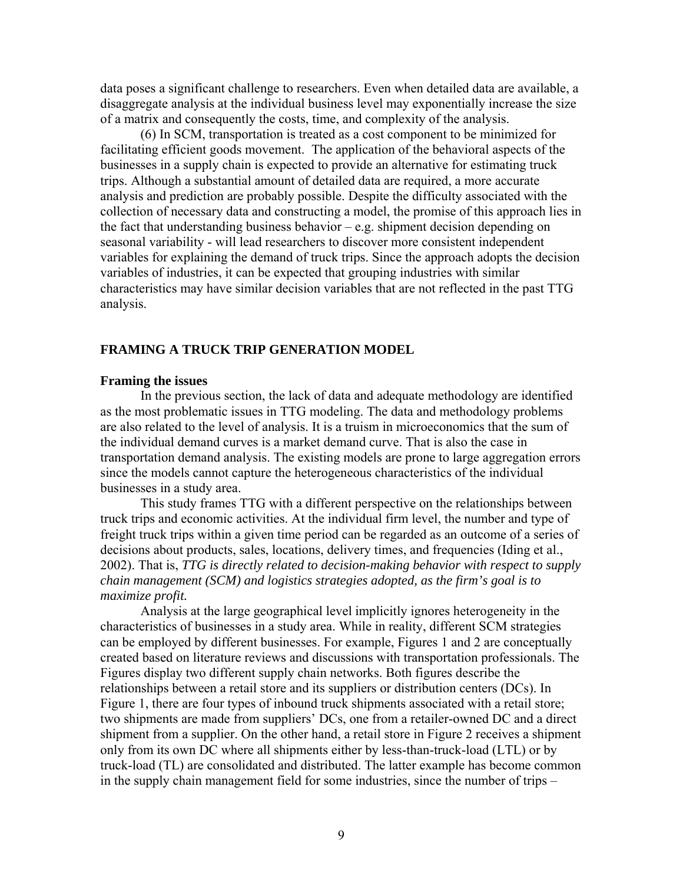data poses a significant challenge to researchers. Even when detailed data are available, a disaggregate analysis at the individual business level may exponentially increase the size of a matrix and consequently the costs, time, and complexity of the analysis.

(6) In SCM, transportation is treated as a cost component to be minimized for facilitating efficient goods movement. The application of the behavioral aspects of the businesses in a supply chain is expected to provide an alternative for estimating truck trips. Although a substantial amount of detailed data are required, a more accurate analysis and prediction are probably possible. Despite the difficulty associated with the collection of necessary data and constructing a model, the promise of this approach lies in the fact that understanding business behavior – e.g. shipment decision depending on seasonal variability - will lead researchers to discover more consistent independent variables for explaining the demand of truck trips. Since the approach adopts the decision variables of industries, it can be expected that grouping industries with similar characteristics may have similar decision variables that are not reflected in the past TTG analysis.

## FRAMING A TRUCK TRIP GENERATION MODEL

### Framing the issues

In the previous section, the lack of data and adequate methodology are identified as the most problematic issues in TTG modeling. The data and methodology problems are also related to the level of analysis. It is a truism in microeconomics that the sum of the individual demand curves is a market demand curve. That is also the case in transportation demand analysis. The existing models are prone to large aggregation errors since the models cannot capture the heterogeneous characteristics of the individual businesses in a study area.

This study frames TTG with a different perspective on the relationships between truck trips and economic activities. At the individual firm level, the number and type of freight truck trips within a given time period can be regarded as an outcome of a series of decisions about products, sales, locations, delivery times, and frequencies (Iding et al., 2002). That is, *TTG is directly related to decision-making behavior with respect to supply chain management (SCM) and logistics strategies adopted, as the firm's goal is to maximize profit.*

Analysis at the large geographical level implicitly ignores heterogeneity in the characteristics of businesses in a study area. While in reality, different SCM strategies can be employed by different businesses. For example, Figures 1 and 2 are conceptually created based on literature reviews and discussions with transportation professionals. The Figures display two different supply chain networks. Both figures describe the relationships between a retail store and its suppliers or distribution centers (DCs). In Figure 1, there are four types of inbound truck shipments associated with a retail store; two shipments are made from suppliers' DCs, one from a retailer-owned DC and a direct shipment from a supplier. On the other hand, a retail store in Figure 2 receives a shipment only from its own DC where all shipments either by less-than-truck-load (LTL) or by truck-load (TL) are consolidated and distributed. The latter example has become common in the supply chain management field for some industries, since the number of trips –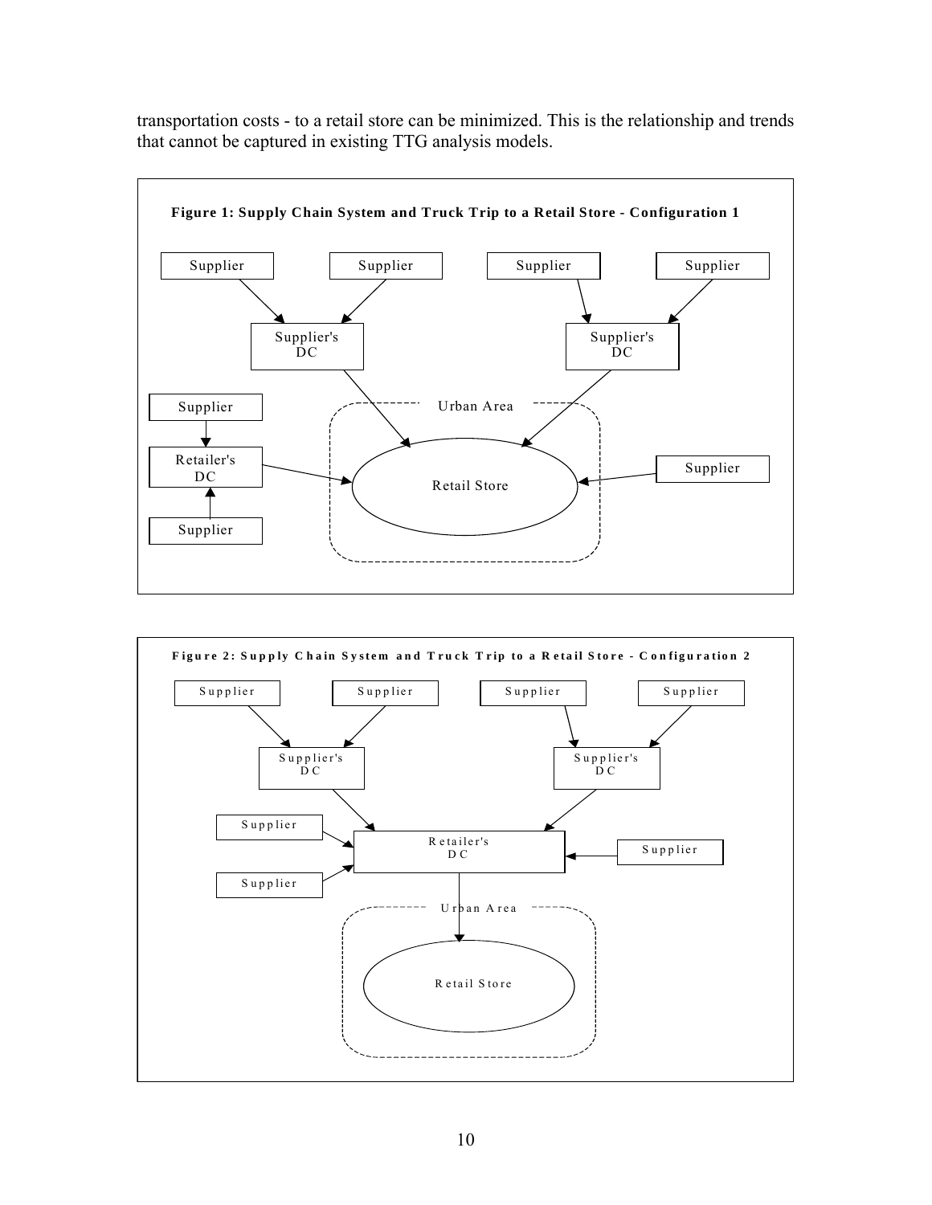transportation costs - to a retail store can be minimized. This is the relationship and trends that cannot be captured in existing TTG analysis models.

**Figure 1: Supply Chain System and Truck Trip to a Retail Store - Configuration 1**

**Figure 2: Supply Chain System and Truck Trip to a Retail Store - Configuration 2**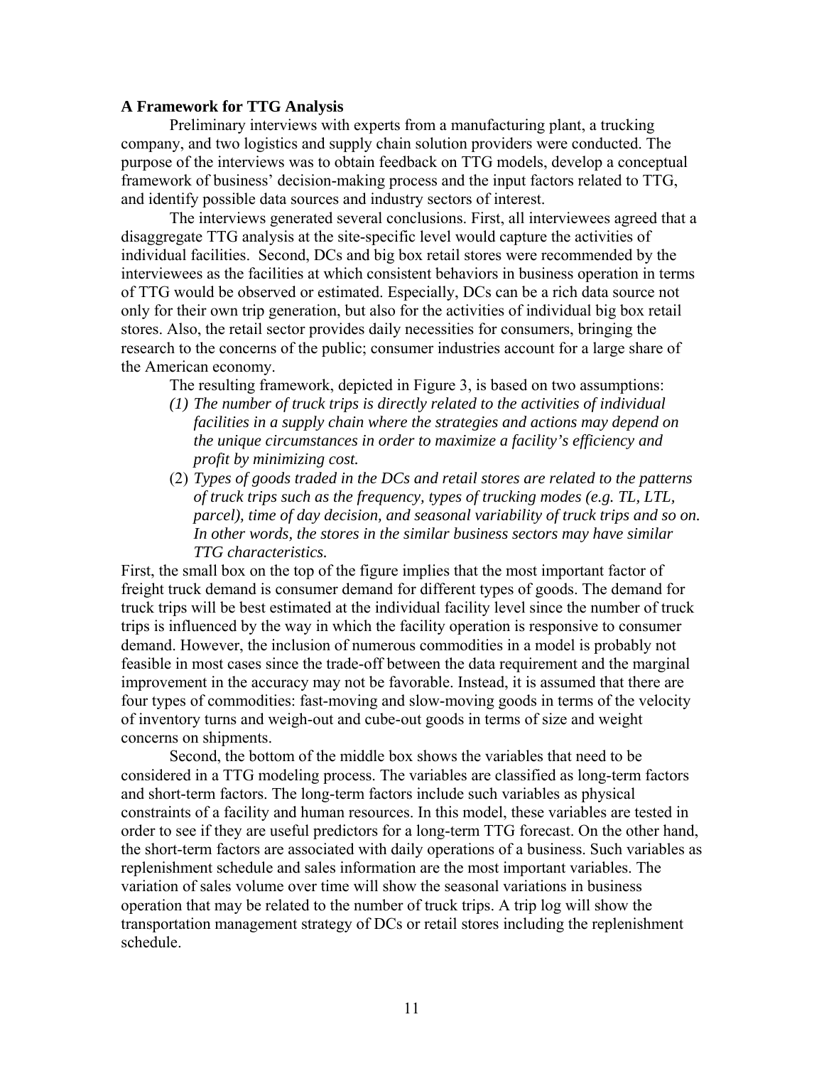### A Framework for TTG Analysis

Preliminary interviews with experts from a manufacturing plant, a trucking company, and two logistics and supply chain solution providers were conducted. The purpose of the interviews was to obtain feedback on TTG models, develop a conceptual framework of business' decision-making process and the input factors related to TTG, and identify possible data sources and industry sectors of interest.

The interviews generated several conclusions. First, all interviewees agreed that a disaggregate TTG analysis at the site-specific level would capture the activities of individual facilities. Second, DCs and big box retail stores were recommended by the interviewees as the facilities at which consistent behaviors in business operation in terms of TTG would be observed or estimated. Especially, DCs can be a rich data source not only for their own trip generation, but also for the activities of individual big box retail stores. Also, the retail sector provides daily necessities for consumers, bringing the research to the concerns of the public; consumer industries account for a large share of the American economy.

The resulting framework, depicted in Figure 3, is based on two assumptions:

1. *The number of truck trips is directly related to the activities of individual facilities in a supply chain where the strategies and actions may depend on the unique circumstances in order to maximize a facility's efficiency and profit by minimizing cost.*
2. *Types of goods traded in the DCs and retail stores are related to the patterns of truck trips such as the frequency, types of trucking modes (e.g. TL, LTL, parcel), time of day decision, and seasonal variability of truck trips and so on. In other words, the stores in the similar business sectors may have similar TTG characteristics.*

First, the small box on the top of the figure implies that the most important factor of freight truck demand is consumer demand for different types of goods. The demand for truck trips will be best estimated at the individual facility level since the number of truck trips is influenced by the way in which the facility operation is responsive to consumer demand. However, the inclusion of numerous commodities in a model is probably not feasible in most cases since the trade-off between the data requirement and the marginal improvement in the accuracy may not be favorable. Instead, it is assumed that there are four types of commodities: fast-moving and slow-moving goods in terms of the velocity of inventory turns and weigh-out and cube-out goods in terms of size and weight concerns on shipments.

Second, the bottom of the middle box shows the variables that need to be considered in a TTG modeling process. The variables are classified as long-term factors and short-term factors. The long-term factors include such variables as physical constraints of a facility and human resources. In this model, these variables are tested in order to see if they are useful predictors for a long-term TTG forecast. On the other hand, the short-term factors are associated with daily operations of a business. Such variables as replenishment schedule and sales information are the most important variables. The variation of sales volume over time will show the seasonal variations in business operation that may be related to the number of truck trips. A trip log will show the transportation management strategy of DCs or retail stores including the replenishment schedule.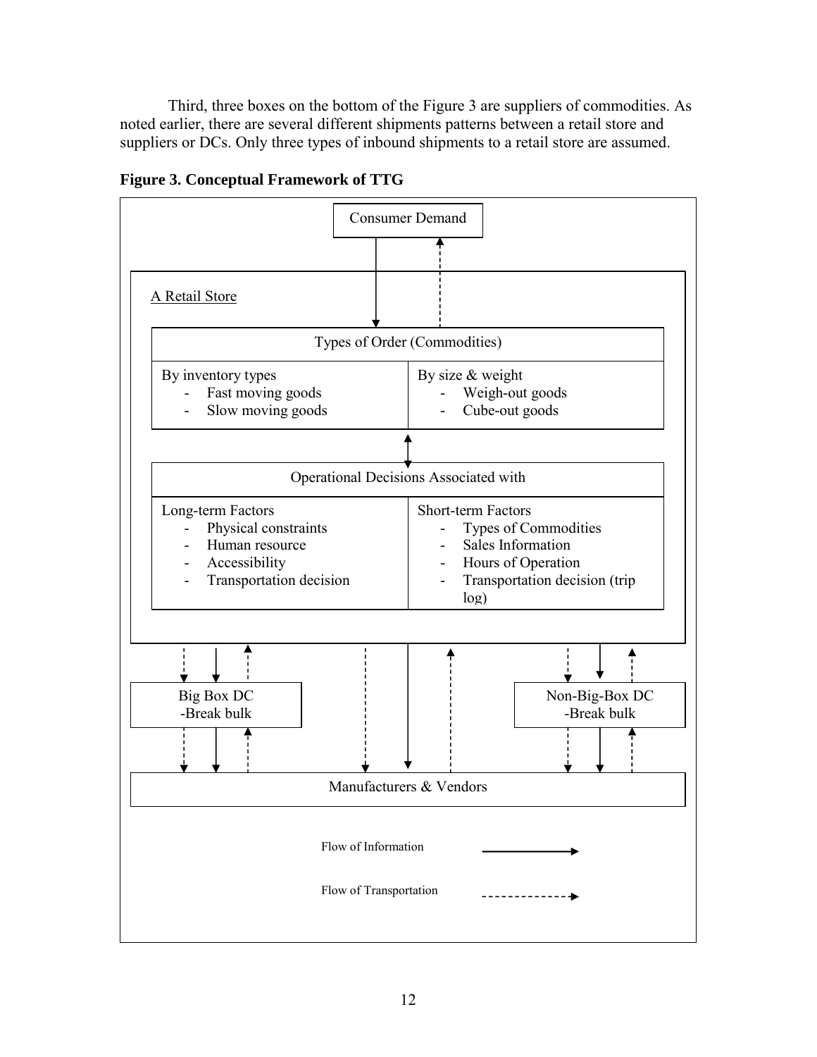Third, three boxes on the bottom of the Figure 3 are suppliers of commodities. As noted earlier, there are several different shipments patterns between a retail store and suppliers or DCs. Only three types of inbound shipments to a retail store are assumed.

**Figure 3. Conceptual Framework of TTG**

Consumer Demand

A Retail Store

Types of Order (Commodities)

| By inventory types | By size & weight |
|---|---|
| - Fast moving goods<br>- Slow moving goods | - Weigh-out goods<br>- Cube-out goods |

Operational Decisions Associated with

| Long-term Factors | Short-term Factors |
|---|---|
| - Physical constraints<br>- Human resource<br>- Accessibility<br>- Transportation decision | - Types of Commodities<br>- Sales Information<br>- Hours of Operation<br>- Transportation decision (trip log) |

Big Box DC
-Break bulk

Non-Big-Box DC
-Break bulk

Manufacturers & Vendors

Flow of Information

Flow of Transportation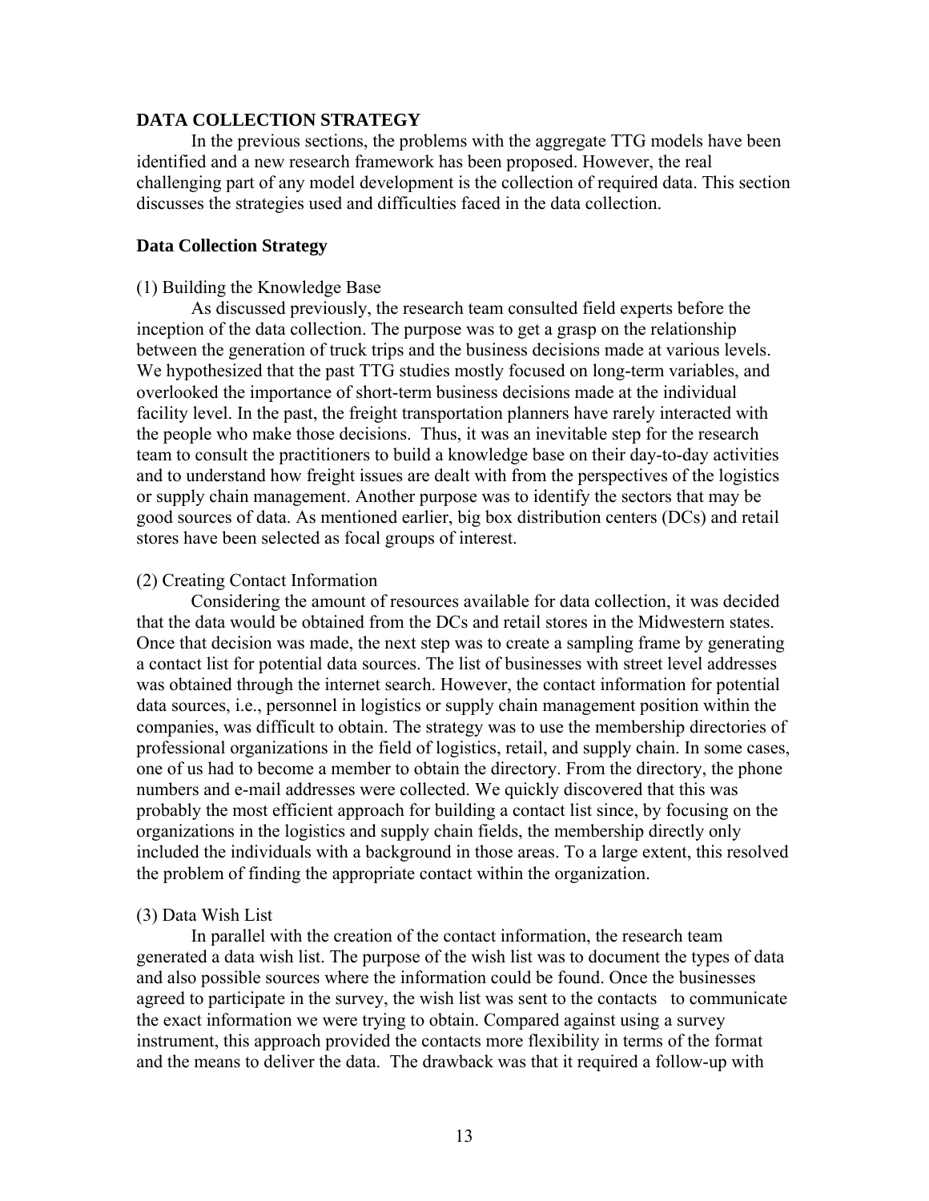## DATA COLLECTION STRATEGY

In the previous sections, the problems with the aggregate TTG models have been identified and a new research framework has been proposed. However, the real challenging part of any model development is the collection of required data. This section discusses the strategies used and difficulties faced in the data collection.

### Data Collection Strategy

(1) Building the Knowledge Base

As discussed previously, the research team consulted field experts before the inception of the data collection. The purpose was to get a grasp on the relationship between the generation of truck trips and the business decisions made at various levels. We hypothesized that the past TTG studies mostly focused on long-term variables, and overlooked the importance of short-term business decisions made at the individual facility level. In the past, the freight transportation planners have rarely interacted with the people who make those decisions. Thus, it was an inevitable step for the research team to consult the practitioners to build a knowledge base on their day-to-day activities and to understand how freight issues are dealt with from the perspectives of the logistics or supply chain management. Another purpose was to identify the sectors that may be good sources of data. As mentioned earlier, big box distribution centers (DCs) and retail stores have been selected as focal groups of interest.

(2) Creating Contact Information

Considering the amount of resources available for data collection, it was decided that the data would be obtained from the DCs and retail stores in the Midwestern states. Once that decision was made, the next step was to create a sampling frame by generating a contact list for potential data sources. The list of businesses with street level addresses was obtained through the internet search. However, the contact information for potential data sources, i.e., personnel in logistics or supply chain management position within the companies, was difficult to obtain. The strategy was to use the membership directories of professional organizations in the field of logistics, retail, and supply chain. In some cases, one of us had to become a member to obtain the directory. From the directory, the phone numbers and e-mail addresses were collected. We quickly discovered that this was probably the most efficient approach for building a contact list since, by focusing on the organizations in the logistics and supply chain fields, the membership directly only included the individuals with a background in those areas. To a large extent, this resolved the problem of finding the appropriate contact within the organization.

(3) Data Wish List

In parallel with the creation of the contact information, the research team generated a data wish list. The purpose of the wish list was to document the types of data and also possible sources where the information could be found. Once the businesses agreed to participate in the survey, the wish list was sent to the contacts to communicate the exact information we were trying to obtain. Compared against using a survey instrument, this approach provided the contacts more flexibility in terms of the format and the means to deliver the data. The drawback was that it required a follow-up with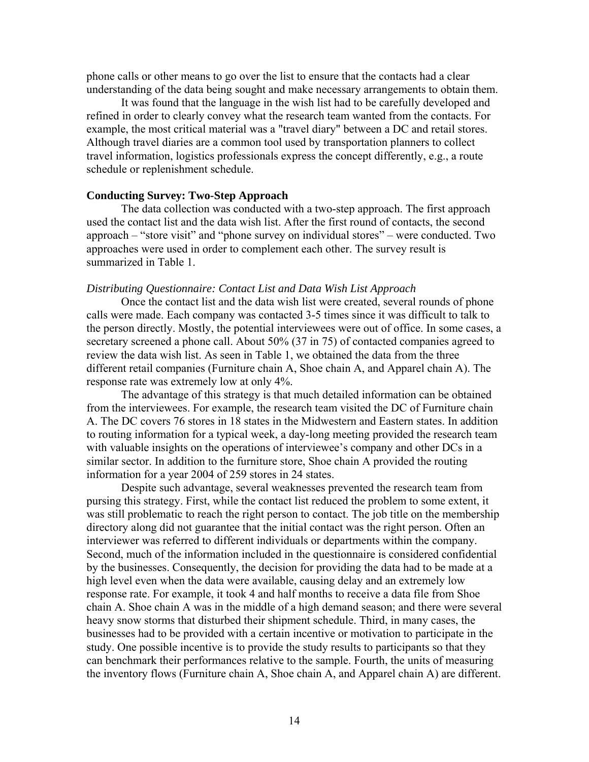phone calls or other means to go over the list to ensure that the contacts had a clear understanding of the data being sought and make necessary arrangements to obtain them.

It was found that the language in the wish list had to be carefully developed and refined in order to clearly convey what the research team wanted from the contacts. For example, the most critical material was a "travel diary" between a DC and retail stores. Although travel diaries are a common tool used by transportation planners to collect travel information, logistics professionals express the concept differently, e.g., a route schedule or replenishment schedule.

### Conducting Survey: Two-Step Approach

The data collection was conducted with a two-step approach. The first approach used the contact list and the data wish list. After the first round of contacts, the second approach – "store visit" and "phone survey on individual stores" – were conducted. Two approaches were used in order to complement each other. The survey result is summarized in Table 1.

#### *Distributing Questionnaire: Contact List and Data Wish List Approach*

Once the contact list and the data wish list were created, several rounds of phone calls were made. Each company was contacted 3-5 times since it was difficult to talk to the person directly. Mostly, the potential interviewees were out of office. In some cases, a secretary screened a phone call. About 50% (37 in 75) of contacted companies agreed to review the data wish list. As seen in Table 1, we obtained the data from the three different retail companies (Furniture chain A, Shoe chain A, and Apparel chain A). The response rate was extremely low at only 4%.

The advantage of this strategy is that much detailed information can be obtained from the interviewees. For example, the research team visited the DC of Furniture chain A. The DC covers 76 stores in 18 states in the Midwestern and Eastern states. In addition to routing information for a typical week, a day-long meeting provided the research team with valuable insights on the operations of interviewee's company and other DCs in a similar sector. In addition to the furniture store, Shoe chain A provided the routing information for a year 2004 of 259 stores in 24 states.

Despite such advantage, several weaknesses prevented the research team from pursing this strategy. First, while the contact list reduced the problem to some extent, it was still problematic to reach the right person to contact. The job title on the membership directory along did not guarantee that the initial contact was the right person. Often an interviewer was referred to different individuals or departments within the company. Second, much of the information included in the questionnaire is considered confidential by the businesses. Consequently, the decision for providing the data had to be made at a high level even when the data were available, causing delay and an extremely low response rate. For example, it took 4 and half months to receive a data file from Shoe chain A. Shoe chain A was in the middle of a high demand season; and there were several heavy snow storms that disturbed their shipment schedule. Third, in many cases, the businesses had to be provided with a certain incentive or motivation to participate in the study. One possible incentive is to provide the study results to participants so that they can benchmark their performances relative to the sample. Fourth, the units of measuring the inventory flows (Furniture chain A, Shoe chain A, and Apparel chain A) are different.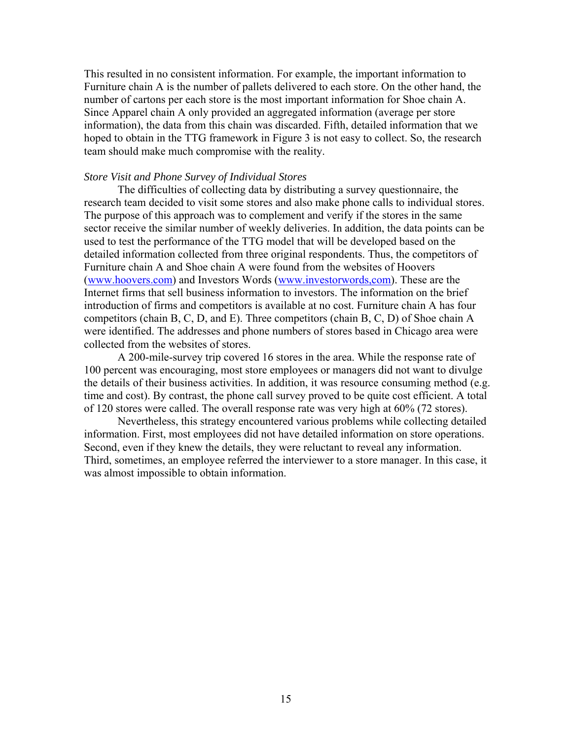This resulted in no consistent information. For example, the important information to Furniture chain A is the number of pallets delivered to each store. On the other hand, the number of cartons per each store is the most important information for Shoe chain A. Since Apparel chain A only provided an aggregated information (average per store information), the data from this chain was discarded. Fifth, detailed information that we hoped to obtain in the TTG framework in Figure 3 is not easy to collect. So, the research team should make much compromise with the reality.

*Store Visit and Phone Survey of Individual Stores*

The difficulties of collecting data by distributing a survey questionnaire, the research team decided to visit some stores and also make phone calls to individual stores. The purpose of this approach was to complement and verify if the stores in the same sector receive the similar number of weekly deliveries. In addition, the data points can be used to test the performance of the TTG model that will be developed based on the detailed information collected from three original respondents. Thus, the competitors of Furniture chain A and Shoe chain A were found from the websites of Hoovers (www.hoovers.com) and Investors Words (www.investorwords,com). These are the Internet firms that sell business information to investors. The information on the brief introduction of firms and competitors is available at no cost. Furniture chain A has four competitors (chain B, C, D, and E). Three competitors (chain B, C, D) of Shoe chain A were identified. The addresses and phone numbers of stores based in Chicago area were collected from the websites of stores.

A 200-mile-survey trip covered 16 stores in the area. While the response rate of 100 percent was encouraging, most store employees or managers did not want to divulge the details of their business activities. In addition, it was resource consuming method (e.g. time and cost). By contrast, the phone call survey proved to be quite cost efficient. A total of 120 stores were called. The overall response rate was very high at 60% (72 stores).

Nevertheless, this strategy encountered various problems while collecting detailed information. First, most employees did not have detailed information on store operations. Second, even if they knew the details, they were reluctant to reveal any information. Third, sometimes, an employee referred the interviewer to a store manager. In this case, it was almost impossible to obtain information.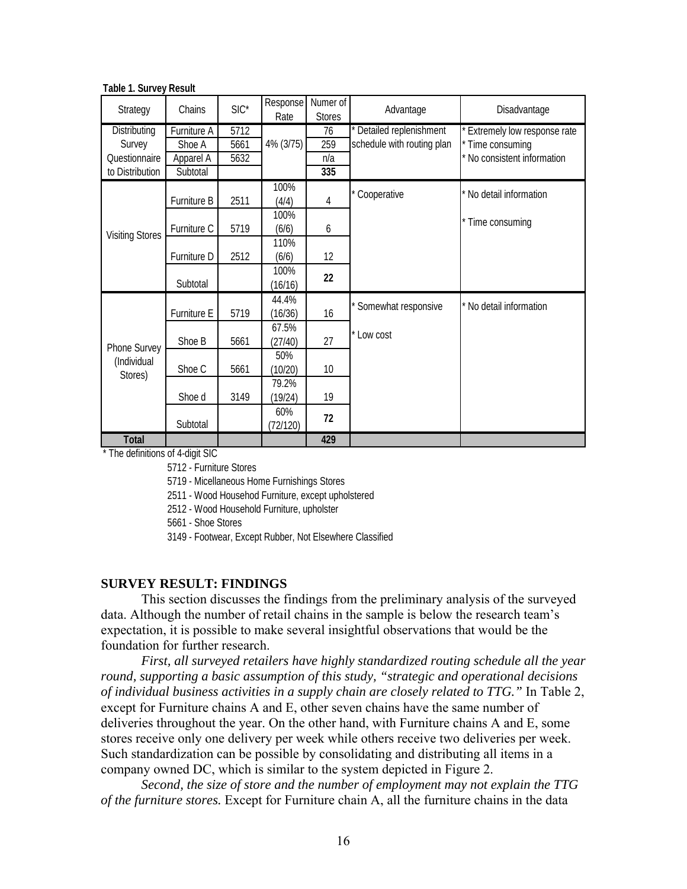**Table 1. Survey Result**

| Strategy | Chains | SIC* | Response Rate | Numer of Stores | Advantage | Disadvantage |
|---|---|---|---|---|---|---|
| Distributing Survey Questionnaire to Distribution | Furniture A | 5712 | 4% (3/75) | 76 | * Detailed replenishment schedule with routing plan | * Extremely low response rate<br>* Time consuming<br>* No consistent information |
| | Shoe A | 5661 | | 259 | | |
| | Apparel A | 5632 | | n/a | | |
| | Subtotal | | | **335** | | |
| Visiting Stores | Furniture B | 2511 | 100% (4/4) | 4 | * Cooperative | * No detail information<br>* Time consuming |
| | Furniture C | 5719 | 100% (6/6) | 6 | | |
| | Furniture D | 2512 | 110% (6/6) | 12 | | |
| | Subtotal | | 100% (16/16) | **22** | | |
| Phone Survey (Individual Stores) | Furniture E | 5719 | 44.4% (16/36) | 16 | * Somewhat responsive<br>* Low cost | * No detail information |
| | Shoe B | 5661 | 67.5% (27/40) | 27 | | |
| | Shoe C | 5661 | 50% (10/20) | 10 | | |
| | Shoe d | 3149 | 79.2% (19/24) | 19 | | |
| | Subtotal | | 60% (72/120) | **72** | | |
| **Total** | | | | **429** | | |

\* The definitions of 4-digit SIC

5712 - Furniture Stores

5719 - Micellaneous Home Furnishings Stores

2511 - Wood Househod Furniture, except upholstered

2512 - Wood Household Furniture, upholster

5661 - Shoe Stores

3149 - Footwear, Except Rubber, Not Elsewhere Classified

## SURVEY RESULT: FINDINGS

This section discusses the findings from the preliminary analysis of the surveyed data. Although the number of retail chains in the sample is below the research team's expectation, it is possible to make several insightful observations that would be the foundation for further research.

*First, all surveyed retailers have highly standardized routing schedule all the year round, supporting a basic assumption of this study, "strategic and operational decisions of individual business activities in a supply chain are closely related to TTG."* In Table 2, except for Furniture chains A and E, other seven chains have the same number of deliveries throughout the year. On the other hand, with Furniture chains A and E, some stores receive only one delivery per week while others receive two deliveries per week. Such standardization can be possible by consolidating and distributing all items in a company owned DC, which is similar to the system depicted in Figure 2.

*Second, the size of store and the number of employment may not explain the TTG of the furniture stores.* Except for Furniture chain A, all the furniture chains in the data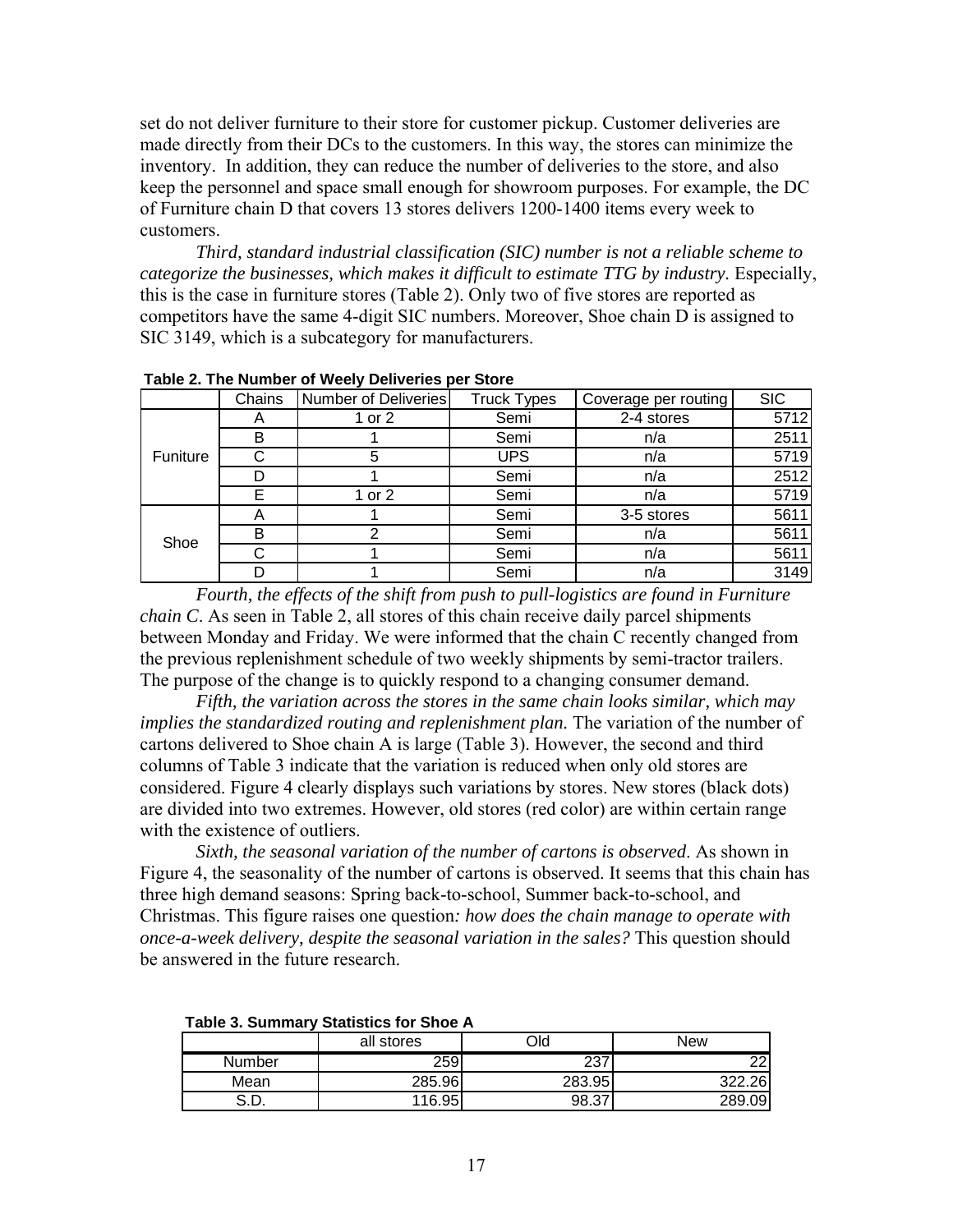set do not deliver furniture to their store for customer pickup. Customer deliveries are made directly from their DCs to the customers. In this way, the stores can minimize the inventory. In addition, they can reduce the number of deliveries to the store, and also keep the personnel and space small enough for showroom purposes. For example, the DC of Furniture chain D that covers 13 stores delivers 1200-1400 items every week to customers.

*Third, standard industrial classification (SIC) number is not a reliable scheme to categorize the businesses, which makes it difficult to estimate TTG by industry.* Especially, this is the case in furniture stores (Table 2). Only two of five stores are reported as competitors have the same 4-digit SIC numbers. Moreover, Shoe chain D is assigned to SIC 3149, which is a subcategory for manufacturers.

**Table 2. The Number of Weely Deliveries per Store**

| | Chains | Number of Deliveries | Truck Types | Coverage per routing | SIC |
|---|---|---|---|---|---|
| Funiture | A | 1 or 2 | Semi | 2-4 stores | 5712 |
| | B | 1 | Semi | n/a | 2511 |
| | C | 5 | UPS | n/a | 5719 |
| | D | 1 | Semi | n/a | 2512 |
| | E | 1 or 2 | Semi | n/a | 5719 |
| Shoe | A | 1 | Semi | 3-5 stores | 5611 |
| | B | 2 | Semi | n/a | 5611 |
| | C | 1 | Semi | n/a | 5611 |
| | D | 1 | Semi | n/a | 3149 |

*Fourth, the effects of the shift from push to pull-logistics are found in Furniture chain C*. As seen in Table 2, all stores of this chain receive daily parcel shipments between Monday and Friday. We were informed that the chain C recently changed from the previous replenishment schedule of two weekly shipments by semi-tractor trailers. The purpose of the change is to quickly respond to a changing consumer demand.

*Fifth, the variation across the stores in the same chain looks similar, which may implies the standardized routing and replenishment plan.* The variation of the number of cartons delivered to Shoe chain A is large (Table 3). However, the second and third columns of Table 3 indicate that the variation is reduced when only old stores are considered. Figure 4 clearly displays such variations by stores. New stores (black dots) are divided into two extremes. However, old stores (red color) are within certain range with the existence of outliers.

*Sixth, the seasonal variation of the number of cartons is observed*. As shown in Figure 4, the seasonality of the number of cartons is observed. It seems that this chain has three high demand seasons: Spring back-to-school, Summer back-to-school, and Christmas. This figure raises one question*: how does the chain manage to operate with once-a-week delivery, despite the seasonal variation in the sales?* This question should be answered in the future research.

**Table 3. Summary Statistics for Shoe A**

| | all stores | Old | New |
|---|---|---|---|
| Number | 259 | 237 | 22 |
| Mean | 285.96 | 283.95 | 322.26 |
| S.D. | 116.95 | 98.37 | 289.09 |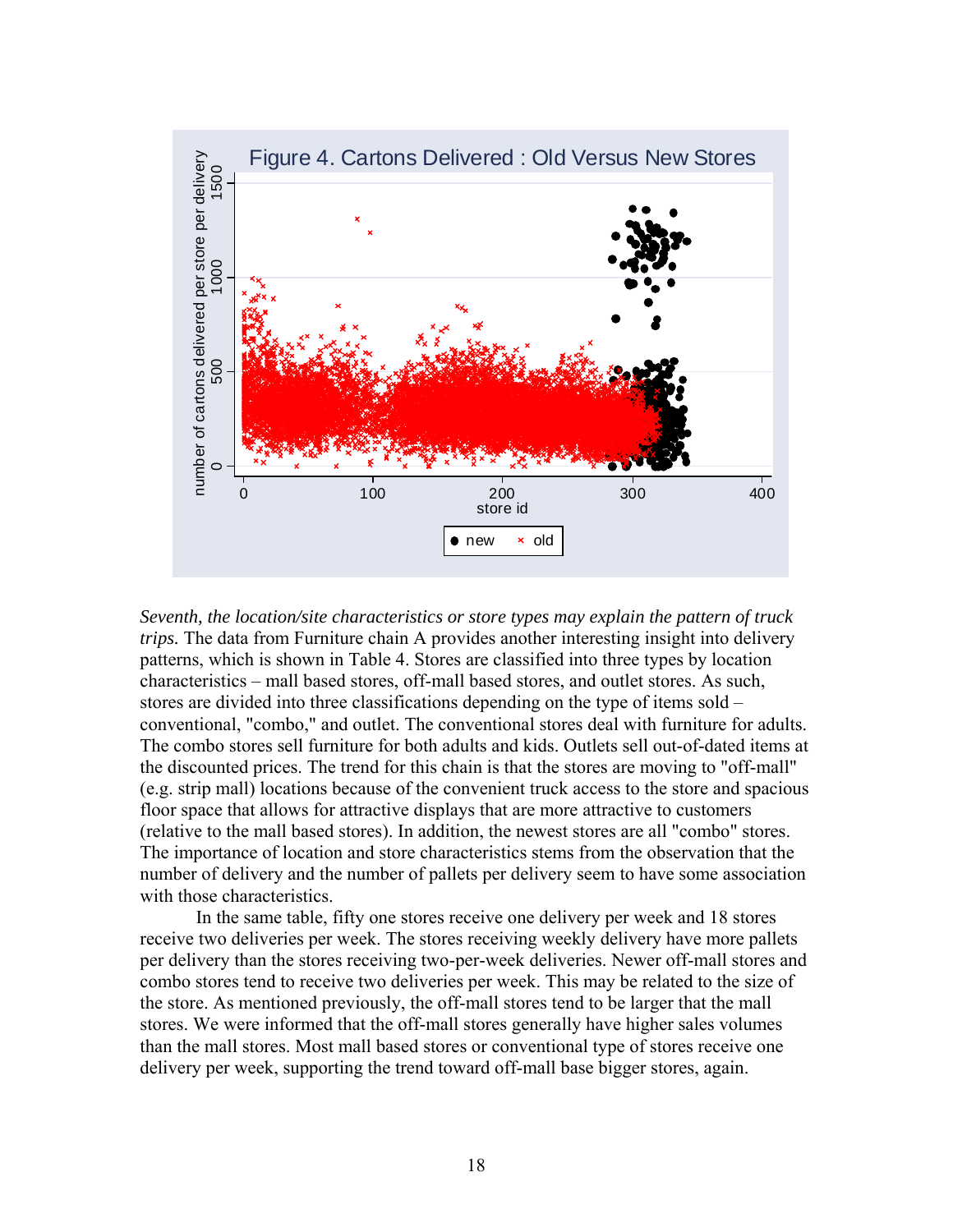Figure 4. Cartons Delivered : Old Versus New Stores

*Seventh, the location/site characteristics or store types may explain the pattern of truck trips.* The data from Furniture chain A provides another interesting insight into delivery patterns, which is shown in Table 4. Stores are classified into three types by location characteristics – mall based stores, off-mall based stores, and outlet stores. As such, stores are divided into three classifications depending on the type of items sold – conventional, "combo," and outlet. The conventional stores deal with furniture for adults. The combo stores sell furniture for both adults and kids. Outlets sell out-of-dated items at the discounted prices. The trend for this chain is that the stores are moving to "off-mall" (e.g. strip mall) locations because of the convenient truck access to the store and spacious floor space that allows for attractive displays that are more attractive to customers (relative to the mall based stores). In addition, the newest stores are all "combo" stores. The importance of location and store characteristics stems from the observation that the number of delivery and the number of pallets per delivery seem to have some association with those characteristics.

In the same table, fifty one stores receive one delivery per week and 18 stores receive two deliveries per week. The stores receiving weekly delivery have more pallets per delivery than the stores receiving two-per-week deliveries. Newer off-mall stores and combo stores tend to receive two deliveries per week. This may be related to the size of the store. As mentioned previously, the off-mall stores tend to be larger that the mall stores. We were informed that the off-mall stores generally have higher sales volumes than the mall stores. Most mall based stores or conventional type of stores receive one delivery per week, supporting the trend toward off-mall base bigger stores, again.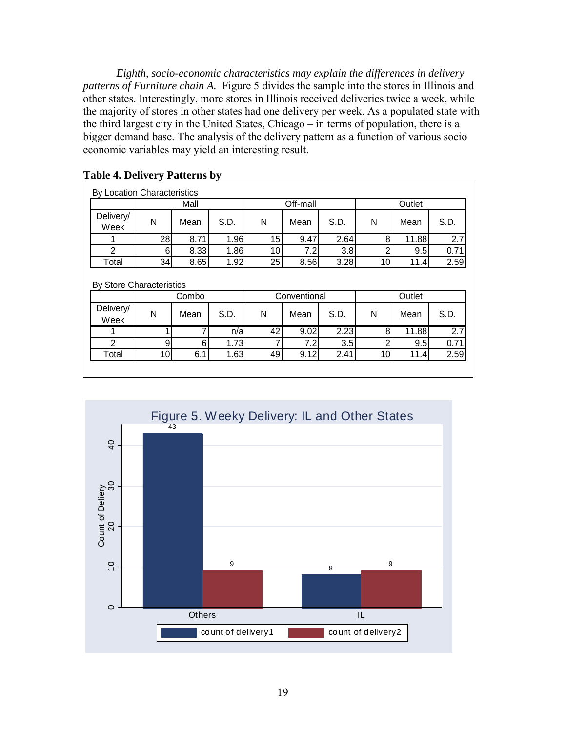*Eighth, socio-economic characteristics may explain the differences in delivery patterns of Furniture chain A.* Figure 5 divides the sample into the stores in Illinois and other states. Interestingly, more stores in Illinois received deliveries twice a week, while the majority of stores in other states had one delivery per week. As a populated state with the third largest city in the United States, Chicago – in terms of population, there is a bigger demand base. The analysis of the delivery pattern as a function of various socio economic variables may yield an interesting result.

**Table 4. Delivery Patterns by**

By Location Characteristics

| | Mall | | | Off-mall | | | Outlet | | |
|---|---|---|---|---|---|---|---|---|---|
| Delivery/ Week | N | Mean | S.D. | N | Mean | S.D. | N | Mean | S.D. |
| 1 | 28 | 8.71 | 1.96 | 15 | 9.47 | 2.64 | 8 | 11.88 | 2.7 |
| 2 | 6 | 8.33 | 1.86 | 10 | 7.2 | 3.8 | 2 | 9.5 | 0.71 |
| Total | 34 | 8.65 | 1.92 | 25 | 8.56 | 3.28 | 10 | 11.4 | 2.59 |

By Store Characteristics

| | Combo | | | Conventional | | | Outlet | | |
|---|---|---|---|---|---|---|---|---|---|
| Delivery/ Week | N | Mean | S.D. | N | Mean | S.D. | N | Mean | S.D. |
| 1 | 1 | 7 | n/a | 42 | 9.02 | 2.23 | 8 | 11.88 | 2.7 |
| 2 | 9 | 6 | 1.73 | 7 | 7.2 | 3.5 | 2 | 9.5 | 0.71 |
| Total | 10 | 6.1 | 1.63 | 49 | 9.12 | 2.41 | 10 | 11.4 | 2.59 |

Figure 5. Weekly Delivery: IL and Other States

| | count of delivery1 | count of delivery2 |
|---|---|---|
| Others | 43 | 9 |
| IL | 8 | 9 |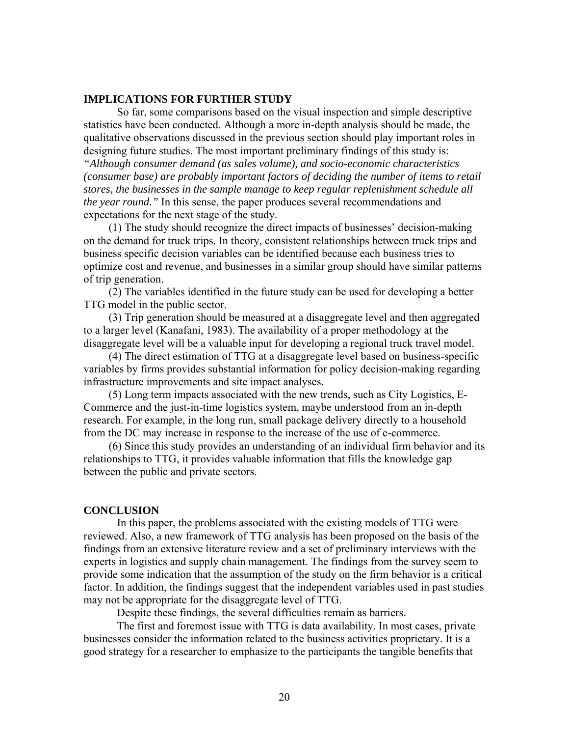## IMPLICATIONS FOR FURTHER STUDY

So far, some comparisons based on the visual inspection and simple descriptive statistics have been conducted. Although a more in-depth analysis should be made, the qualitative observations discussed in the previous section should play important roles in designing future studies. The most important preliminary findings of this study is: *"Although consumer demand (as sales volume), and socio-economic characteristics (consumer base) are probably important factors of deciding the number of items to retail stores, the businesses in the sample manage to keep regular replenishment schedule all the year round."* In this sense, the paper produces several recommendations and expectations for the next stage of the study.

(1) The study should recognize the direct impacts of businesses' decision-making on the demand for truck trips. In theory, consistent relationships between truck trips and business specific decision variables can be identified because each business tries to optimize cost and revenue, and businesses in a similar group should have similar patterns of trip generation.

(2) The variables identified in the future study can be used for developing a better TTG model in the public sector.

(3) Trip generation should be measured at a disaggregate level and then aggregated to a larger level (Kanafani, 1983). The availability of a proper methodology at the disaggregate level will be a valuable input for developing a regional truck travel model.

(4) The direct estimation of TTG at a disaggregate level based on business-specific variables by firms provides substantial information for policy decision-making regarding infrastructure improvements and site impact analyses.

(5) Long term impacts associated with the new trends, such as City Logistics, E-Commerce and the just-in-time logistics system, maybe understood from an in-depth research. For example, in the long run, small package delivery directly to a household from the DC may increase in response to the increase of the use of e-commerce.

(6) Since this study provides an understanding of an individual firm behavior and its relationships to TTG, it provides valuable information that fills the knowledge gap between the public and private sectors.

## CONCLUSION

In this paper, the problems associated with the existing models of TTG were reviewed. Also, a new framework of TTG analysis has been proposed on the basis of the findings from an extensive literature review and a set of preliminary interviews with the experts in logistics and supply chain management. The findings from the survey seem to provide some indication that the assumption of the study on the firm behavior is a critical factor. In addition, the findings suggest that the independent variables used in past studies may not be appropriate for the disaggregate level of TTG.

Despite these findings, the several difficulties remain as barriers.

The first and foremost issue with TTG is data availability. In most cases, private businesses consider the information related to the business activities proprietary. It is a good strategy for a researcher to emphasize to the participants the tangible benefits that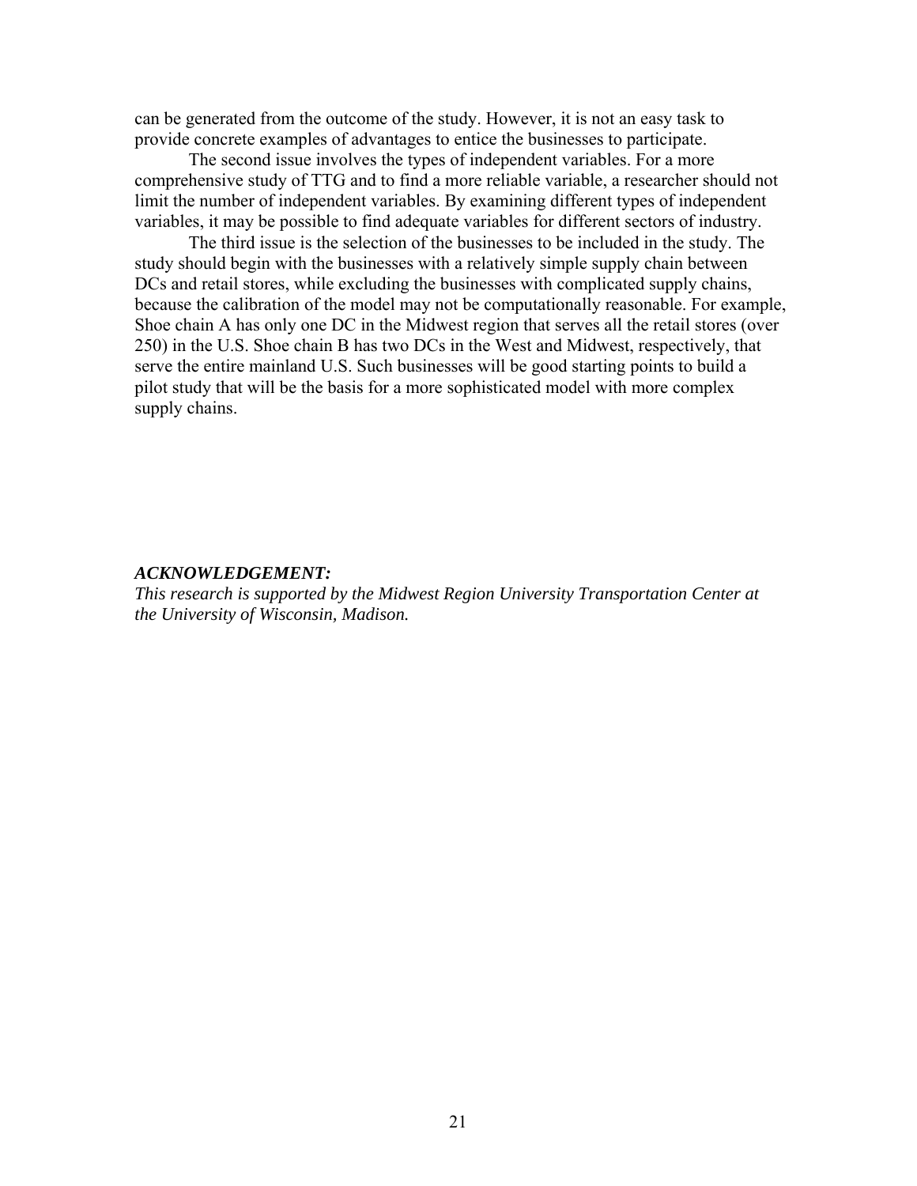can be generated from the outcome of the study. However, it is not an easy task to provide concrete examples of advantages to entice the businesses to participate.

The second issue involves the types of independent variables. For a more comprehensive study of TTG and to find a more reliable variable, a researcher should not limit the number of independent variables. By examining different types of independent variables, it may be possible to find adequate variables for different sectors of industry.

The third issue is the selection of the businesses to be included in the study. The study should begin with the businesses with a relatively simple supply chain between DCs and retail stores, while excluding the businesses with complicated supply chains, because the calibration of the model may not be computationally reasonable. For example, Shoe chain A has only one DC in the Midwest region that serves all the retail stores (over 250) in the U.S. Shoe chain B has two DCs in the West and Midwest, respectively, that serve the entire mainland U.S. Such businesses will be good starting points to build a pilot study that will be the basis for a more sophisticated model with more complex supply chains.

***ACKNOWLEDGEMENT:***

*This research is supported by the Midwest Region University Transportation Center at the University of Wisconsin, Madison.*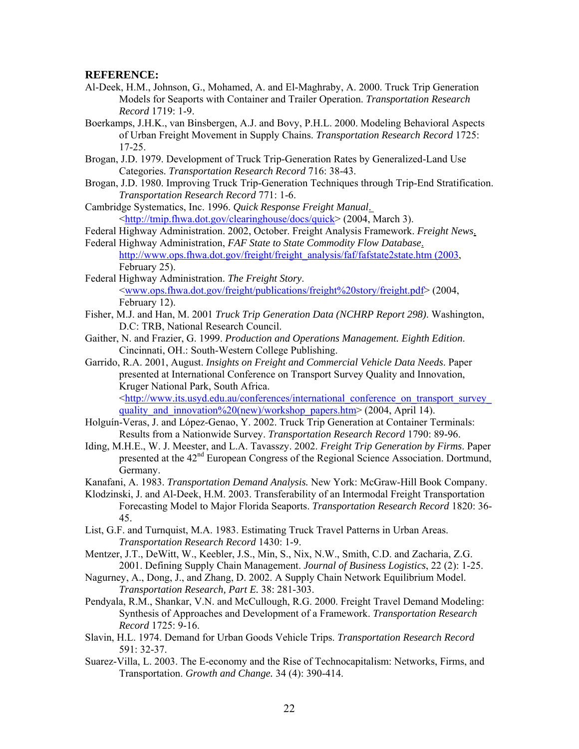**REFERENCE:**

Al-Deek, H.M., Johnson, G., Mohamed, A. and El-Maghraby, A. 2000. Truck Trip Generation Models for Seaports with Container and Trailer Operation. *Transportation Research Record* 1719: 1-9.

Boerkamps, J.H.K., van Binsbergen, A.J. and Bovy, P.H.L. 2000. Modeling Behavioral Aspects of Urban Freight Movement in Supply Chains. *Transportation Research Record* 1725: 17-25.

Brogan, J.D. 1979. Development of Truck Trip-Generation Rates by Generalized-Land Use Categories. *Transportation Research Record* 716: 38-43.

Brogan, J.D. 1980. Improving Truck Trip-Generation Techniques through Trip-End Stratification. *Transportation Research Record* 771: 1-6.

Cambridge Systematics, Inc. 1996. *Quick Response Freight Manual*. <http://tmip.fhwa.dot.gov/clearinghouse/docs/quick> (2004, March 3).

Federal Highway Administration. 2002, October. Freight Analysis Framework. *Freight News*.

Federal Highway Administration, *FAF State to State Commodity Flow Database*. http://www.ops.fhwa.dot.gov/freight/freight_analysis/faf/fafstate2state.htm (2003, February 25).

Federal Highway Administration. *The Freight Story*. <www.ops.fhwa.dot.gov/freight/publications/freight%20story/freight.pdf> (2004, February 12).

Fisher, M.J. and Han, M. 2001 *Truck Trip Generation Data (NCHRP Report 298)*. Washington, D.C: TRB, National Research Council.

Gaither, N. and Frazier, G. 1999. *Production and Operations Management. Eighth Edition*. Cincinnati, OH.: South-Western College Publishing.

Garrido, R.A. 2001, August. *Insights on Freight and Commercial Vehicle Data Needs*. Paper presented at International Conference on Transport Survey Quality and Innovation, Kruger National Park, South Africa. <http://www.its.usyd.edu.au/conferences/international_conference_on_transport_survey_quality_and_innovation%20(new)/workshop_papers.htm> (2004, April 14).

Holguín-Veras, J. and López-Genao, Y. 2002. Truck Trip Generation at Container Terminals: Results from a Nationwide Survey. *Transportation Research Record* 1790: 89-96.

Iding, M.H.E., W. J. Meester, and L.A. Tavasszy. 2002. *Freight Trip Generation by Firms*. Paper presented at the 42nd European Congress of the Regional Science Association. Dortmund, Germany.

Kanafani, A. 1983. *Transportation Demand Analysis.* New York: McGraw-Hill Book Company.

Klodzinski, J. and Al-Deek, H.M. 2003. Transferability of an Intermodal Freight Transportation Forecasting Model to Major Florida Seaports. *Transportation Research Record* 1820: 36-45.

List, G.F. and Turnquist, M.A. 1983. Estimating Truck Travel Patterns in Urban Areas. *Transportation Research Record* 1430: 1-9.

Mentzer, J.T., DeWitt, W., Keebler, J.S., Min, S., Nix, N.W., Smith, C.D. and Zacharia, Z.G. 2001. Defining Supply Chain Management. *Journal of Business Logistics*, 22 (2): 1-25.

Nagurney, A., Dong, J., and Zhang, D. 2002. A Supply Chain Network Equilibrium Model. *Transportation Research, Part E.* 38: 281-303.

Pendyala, R.M., Shankar, V.N. and McCullough, R.G. 2000. Freight Travel Demand Modeling: Synthesis of Approaches and Development of a Framework. *Transportation Research Record* 1725: 9-16.

Slavin, H.L. 1974. Demand for Urban Goods Vehicle Trips. *Transportation Research Record* 591: 32-37.

Suarez-Villa, L. 2003. The E-economy and the Rise of Technocapitalism: Networks, Firms, and Transportation. *Growth and Change.* 34 (4): 390-414.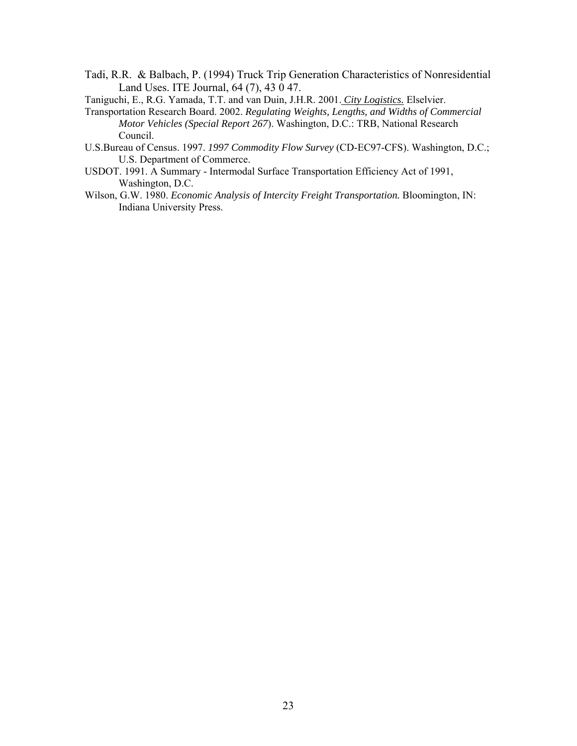Tadi, R.R. & Balbach, P. (1994) Truck Trip Generation Characteristics of Nonresidential Land Uses. ITE Journal, 64 (7), 43 0 47.

Taniguchi, E., R.G. Yamada, T.T. and van Duin, J.H.R. 2001. City Logistics. Elselvier.

Transportation Research Board. 2002. *Regulating Weights, Lengths, and Widths of Commercial Motor Vehicles (Special Report 267*). Washington, D.C.: TRB, National Research Council.

U.S.Bureau of Census. 1997. *1997 Commodity Flow Survey* (CD-EC97-CFS). Washington, D.C.; U.S. Department of Commerce.

USDOT. 1991. A Summary - Intermodal Surface Transportation Efficiency Act of 1991, Washington, D.C.

Wilson, G.W. 1980. *Economic Analysis of Intercity Freight Transportation.* Bloomington, IN: Indiana University Press.